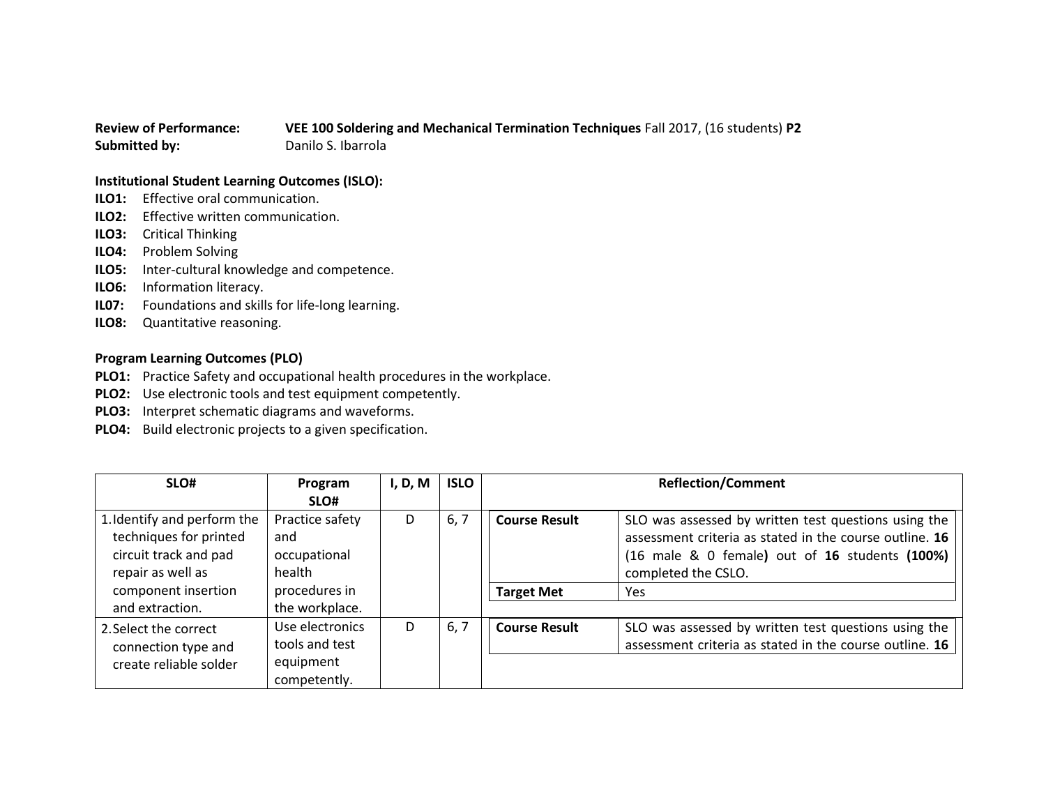**Review of Performance:** **VEE 100 Soldering and Mechanical Termination Techniques** Fall 2017, (16 students) **P2**
**Submitted by:** Danilo S. Ibarrola

**Institutional Student Learning Outcomes (ISLO):**

**ILO1:** Effective oral communication.
**ILO2:** Effective written communication.
**ILO3:** Critical Thinking
**ILO4:** Problem Solving
**ILO5:** Inter-cultural knowledge and competence.
**ILO6:** Information literacy.
**IL07:** Foundations and skills for life-long learning.
**ILO8:** Quantitative reasoning.

**Program Learning Outcomes (PLO)**

**PLO1:** Practice Safety and occupational health procedures in the workplace.
**PLO2:** Use electronic tools and test equipment competently.
**PLO3:** Interpret schematic diagrams and waveforms.
**PLO4:** Build electronic projects to a given specification.

| SLO# | Program SLO# | I, D, M | ISLO | Reflection/Comment | |
|---|---|---|---|---|---|
| 1. Identify and perform the techniques for printed circuit track and pad repair as well as component insertion and extraction. | Practice safety and occupational health procedures in the workplace. | D | 6, 7 | **Course Result** | SLO was assessed by written test questions using the assessment criteria as stated in the course outline. **16** (16 male & 0 female**)** out of **16** students **(100%)** completed the CSLO. |
| | | | | **Target Met** | Yes |
| 2. Select the correct connection type and create reliable solder | Use electronics tools and test equipment competently. | D | 6, 7 | **Course Result** | SLO was assessed by written test questions using the assessment criteria as stated in the course outline. **16** |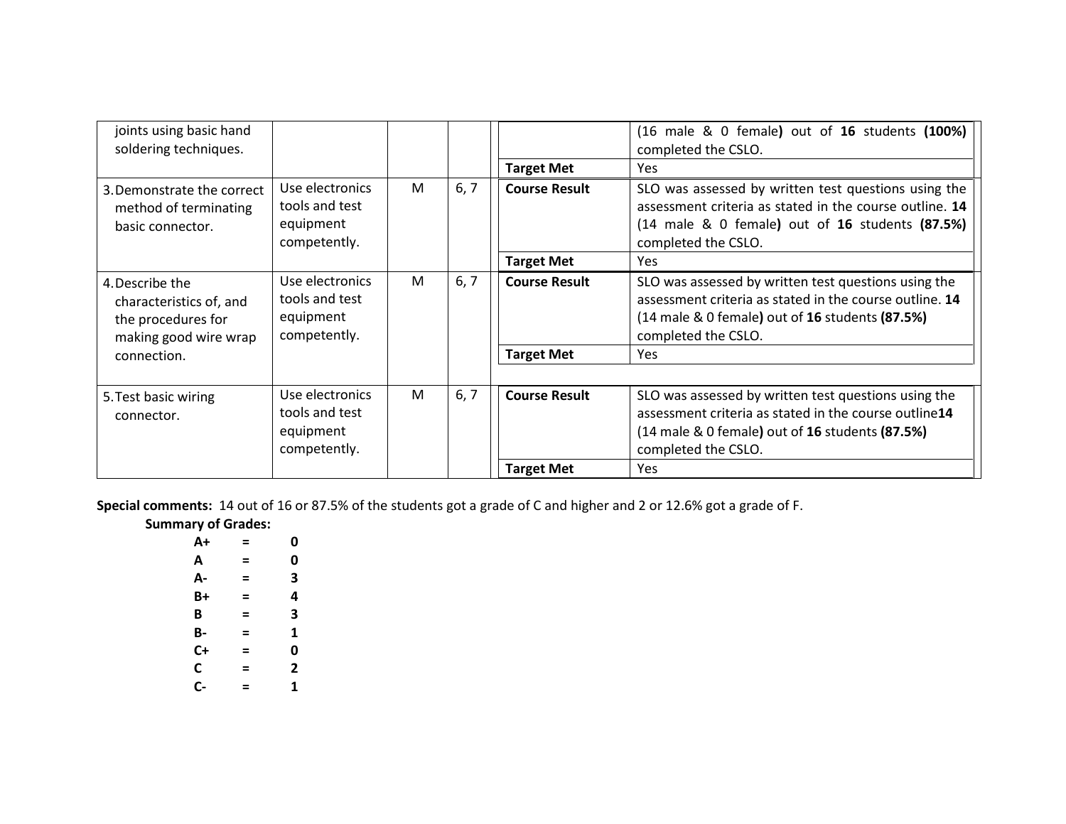| | | | | | |
|---|---|---|---|---|---|
| joints using basic hand soldering techniques. | | | | | (16 male & 0 female**)** out of **16** students **(100%)** completed the CSLO. |
| | | | | **Target Met** | Yes |
| 3. Demonstrate the correct method of terminating basic connector. | Use electronics tools and test equipment competently. | M | 6, 7 | **Course Result** | SLO was assessed by written test questions using the assessment criteria as stated in the course outline. **14** (14 male & 0 female**)** out of **16** students **(87.5%)** completed the CSLO. |
| | | | | **Target Met** | Yes |
| 4. Describe the characteristics of, and the procedures for making good wire wrap connection. | Use electronics tools and test equipment competently. | M | 6, 7 | **Course Result** | SLO was assessed by written test questions using the assessment criteria as stated in the course outline. **14** (14 male & 0 female**)** out of **16** students **(87.5%)** completed the CSLO. |
| | | | | **Target Met** | Yes |
| 5. Test basic wiring connector. | Use electronics tools and test equipment competently. | M | 6, 7 | **Course Result** | SLO was assessed by written test questions using the assessment criteria as stated in the course outline**14** (14 male & 0 female**)** out of **16** students **(87.5%)** completed the CSLO. |
| | | | | **Target Met** | Yes |

**Special comments:** 14 out of 16 or 87.5% of the students got a grade of C and higher and 2 or 12.6% got a grade of F.

**Summary of Grades:**

| | | |
|---|---|---|
| **A+** | **=** | **0** |
| **A** | **=** | **0** |
| **A-** | **=** | **3** |
| **B+** | **=** | **4** |
| **B** | **=** | **3** |
| **B-** | **=** | **1** |
| **C+** | **=** | **0** |
| **C** | **=** | **2** |
| **C-** | **=** | **1** |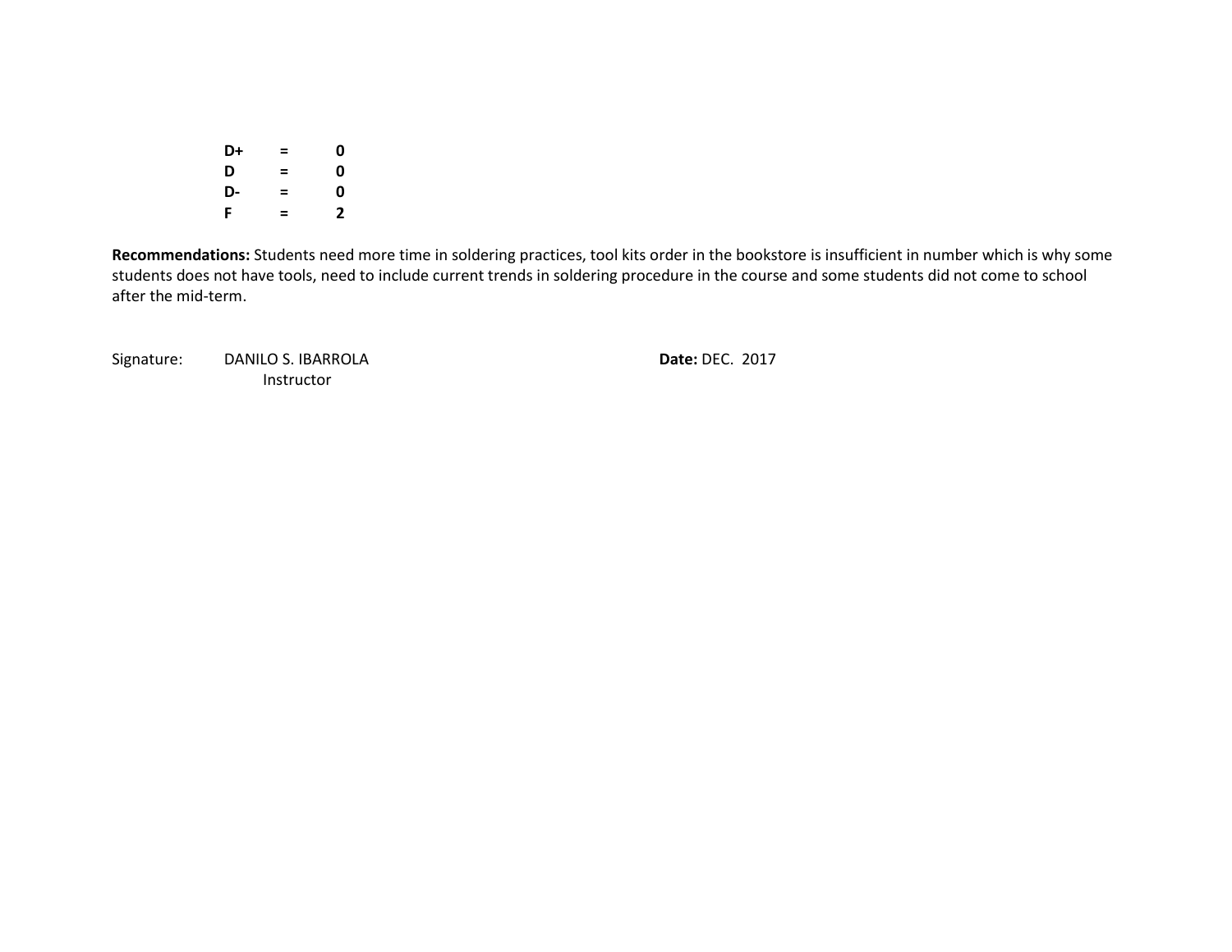| | | |
|---|---|---|
| **D+** | **=** | **0** |
| **D** | **=** | **0** |
| **D-** | **=** | **0** |
| **F** | **=** | **2** |

**Recommendations:** Students need more time in soldering practices, tool kits order in the bookstore is insufficient in number which is why some students does not have tools, need to include current trends in soldering procedure in the course and some students did not come to school after the mid-term.

Signature: DANILO S. IBARROLA
Instructor

**Date:** DEC. 2017